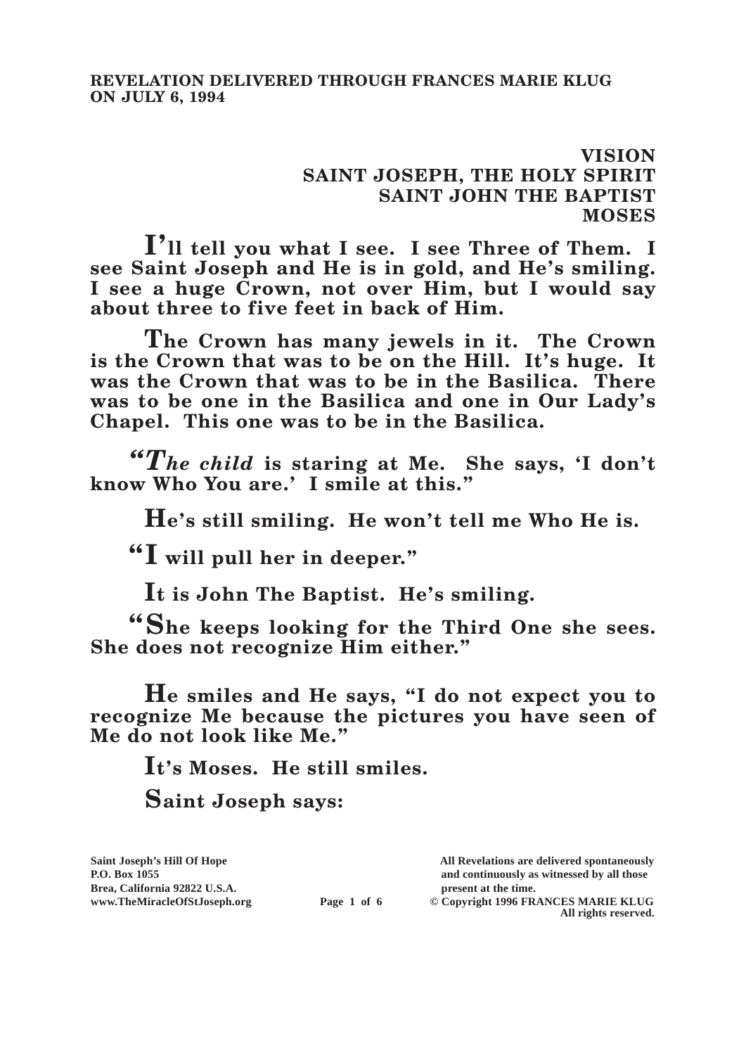**REVELATION DELIVERED THROUGH FRANCES MARIE KLUG ON JULY 6, 1994**

**VISION**
**SAINT JOSEPH, THE HOLY SPIRIT**
**SAINT JOHN THE BAPTIST**
**MOSES**

**I'll tell you what I see. I see Three of Them. I see Saint Joseph and He is in gold, and He's smiling. I see a huge Crown, not over Him, but I would say about three to five feet in back of Him.**

**The Crown has many jewels in it. The Crown is the Crown that was to be on the Hill. It's huge. It was the Crown that was to be in the Basilica. There was to be one in the Basilica and one in Our Lady's Chapel. This one was to be in the Basilica.**

**"*The child* is staring at Me. She says, 'I don't know Who You are.' I smile at this."**

**He's still smiling. He won't tell me Who He is.**

**"I will pull her in deeper."**

**It is John The Baptist. He's smiling.**

**"She keeps looking for the Third One she sees. She does not recognize Him either."**

**He smiles and He says, "I do not expect you to recognize Me because the pictures you have seen of Me do not look like Me."**

**It's Moses. He still smiles.**

**Saint Joseph says:**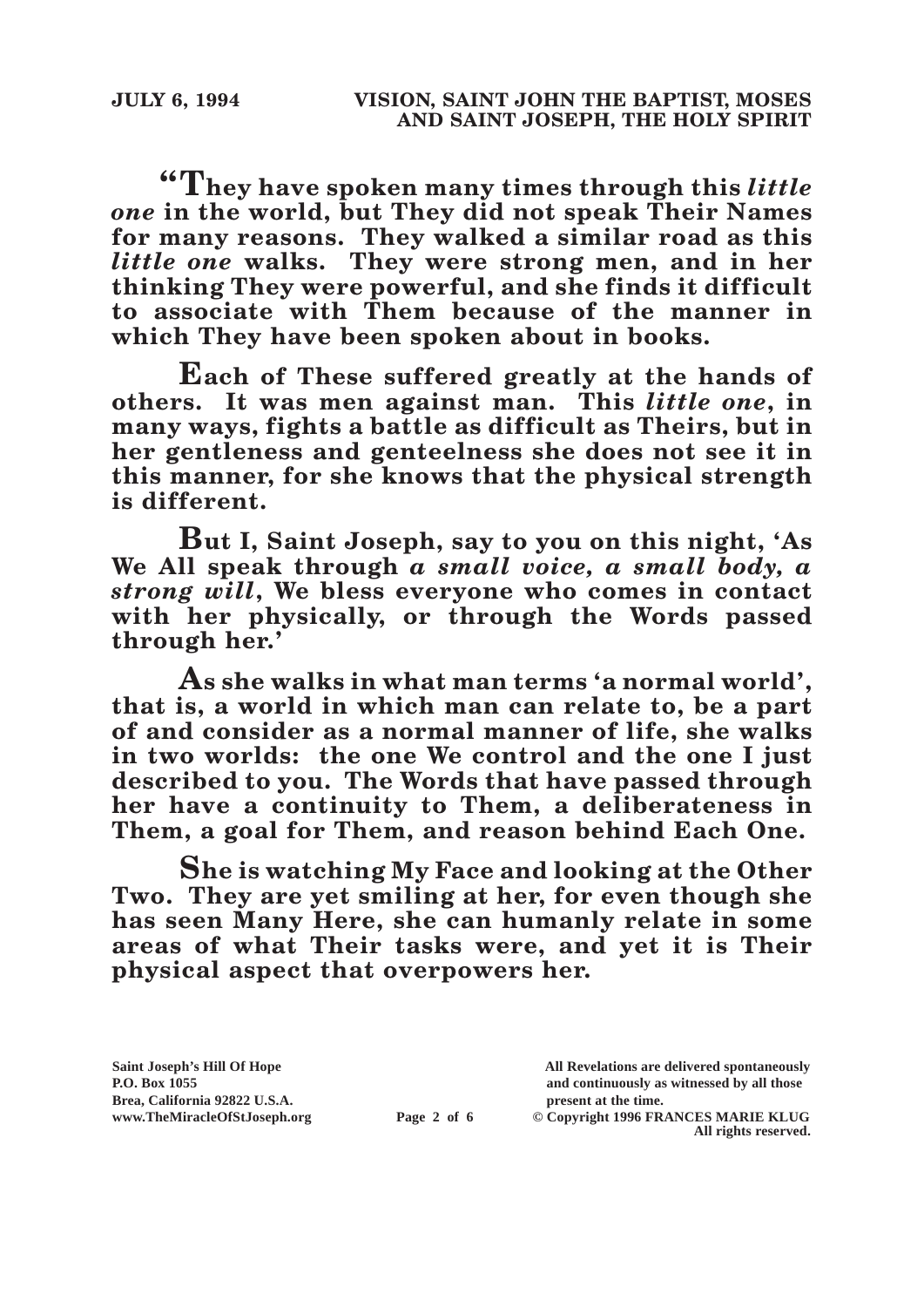**"They have spoken many times through this *little one* in the world, but They did not speak Their Names for many reasons. They walked a similar road as this *little one* walks. They were strong men, and in her thinking They were powerful, and she finds it difficult to associate with Them because of the manner in which They have been spoken about in books.**

**Each of These suffered greatly at the hands of others. It was men against man. This *little one*, in many ways, fights a battle as difficult as Theirs, but in her gentleness and genteelness she does not see it in this manner, for she knows that the physical strength is different.**

**But I, Saint Joseph, say to you on this night, 'As We All speak through *a small voice, a small body, a strong will*, We bless everyone who comes in contact with her physically, or through the Words passed through her.'**

**As she walks in what man terms 'a normal world', that is, a world in which man can relate to, be a part of and consider as a normal manner of life, she walks in two worlds: the one We control and the one I just described to you. The Words that have passed through her have a continuity to Them, a deliberateness in Them, a goal for Them, and reason behind Each One.**

**She is watching My Face and looking at the Other Two. They are yet smiling at her, for even though she has seen Many Here, she can humanly relate in some areas of what Their tasks were, and yet it is Their physical aspect that overpowers her.**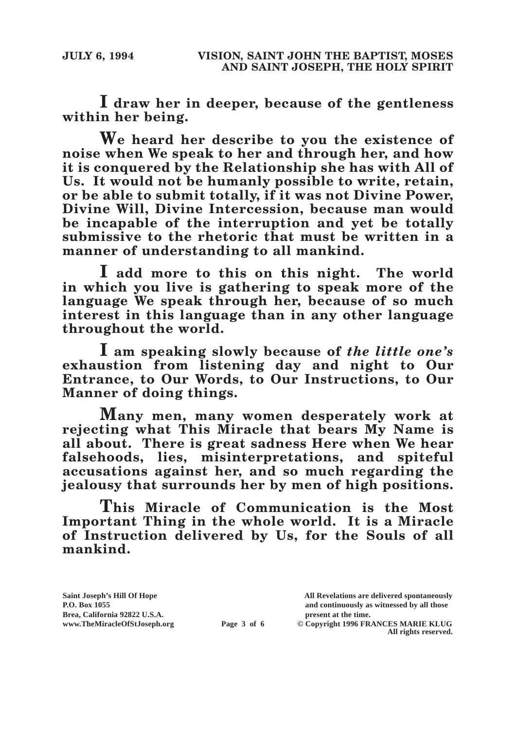**I draw her in deeper, because of the gentleness within her being.**

**We heard her describe to you the existence of noise when We speak to her and through her, and how it is conquered by the Relationship she has with All of Us. It would not be humanly possible to write, retain, or be able to submit totally, if it was not Divine Power, Divine Will, Divine Intercession, because man would be incapable of the interruption and yet be totally submissive to the rhetoric that must be written in a manner of understanding to all mankind.**

**I add more to this on this night. The world in which you live is gathering to speak more of the language We speak through her, because of so much interest in this language than in any other language throughout the world.**

**I am speaking slowly because of *the little one's* exhaustion from listening day and night to Our Entrance, to Our Words, to Our Instructions, to Our Manner of doing things.**

**Many men, many women desperately work at rejecting what This Miracle that bears My Name is all about. There is great sadness Here when We hear falsehoods, lies, misinterpretations, and spiteful accusations against her, and so much regarding the jealousy that surrounds her by men of high positions.**

**This Miracle of Communication is the Most Important Thing in the whole world. It is a Miracle of Instruction delivered by Us, for the Souls of all mankind.**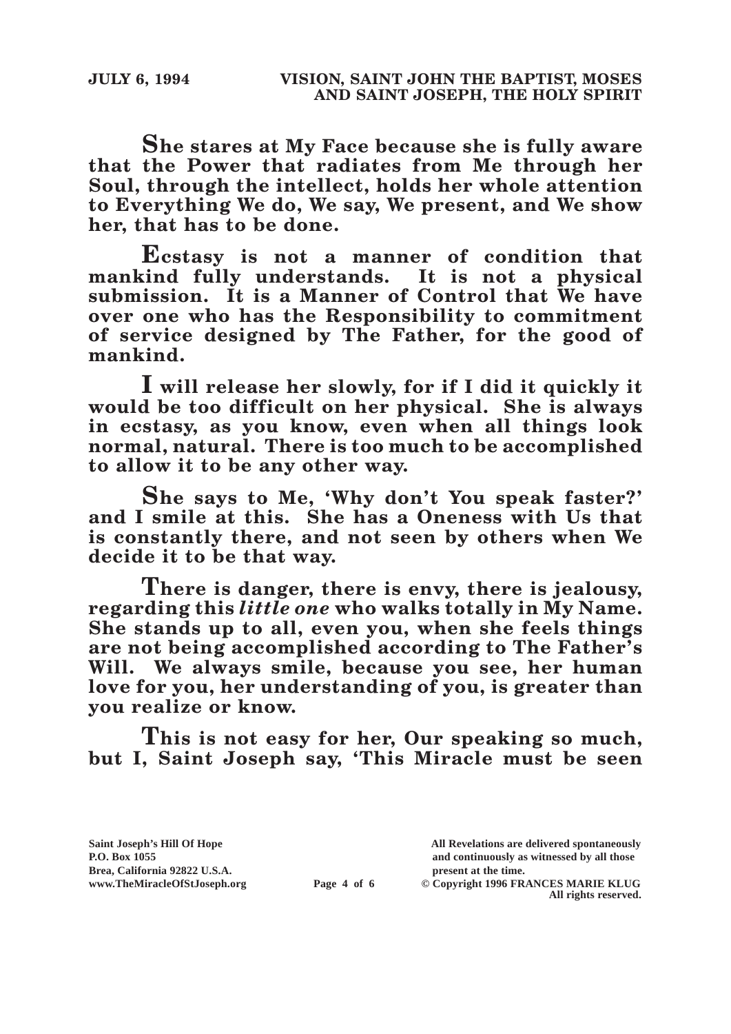**She stares at My Face because she is fully aware that the Power that radiates from Me through her Soul, through the intellect, holds her whole attention to Everything We do, We say, We present, and We show her, that has to be done.**

**Ecstasy is not a manner of condition that mankind fully understands. It is not a physical submission. It is a Manner of Control that We have over one who has the Responsibility to commitment of service designed by The Father, for the good of mankind.**

**I will release her slowly, for if I did it quickly it would be too difficult on her physical. She is always in ecstasy, as you know, even when all things look normal, natural. There is too much to be accomplished to allow it to be any other way.**

**She says to Me, 'Why don't You speak faster?' and I smile at this. She has a Oneness with Us that is constantly there, and not seen by others when We decide it to be that way.**

**There is danger, there is envy, there is jealousy, regarding this *little one* who walks totally in My Name. She stands up to all, even you, when she feels things are not being accomplished according to The Father's Will. We always smile, because you see, her human love for you, her understanding of you, is greater than you realize or know.**

**This is not easy for her, Our speaking so much, but I, Saint Joseph say, 'This Miracle must be seen**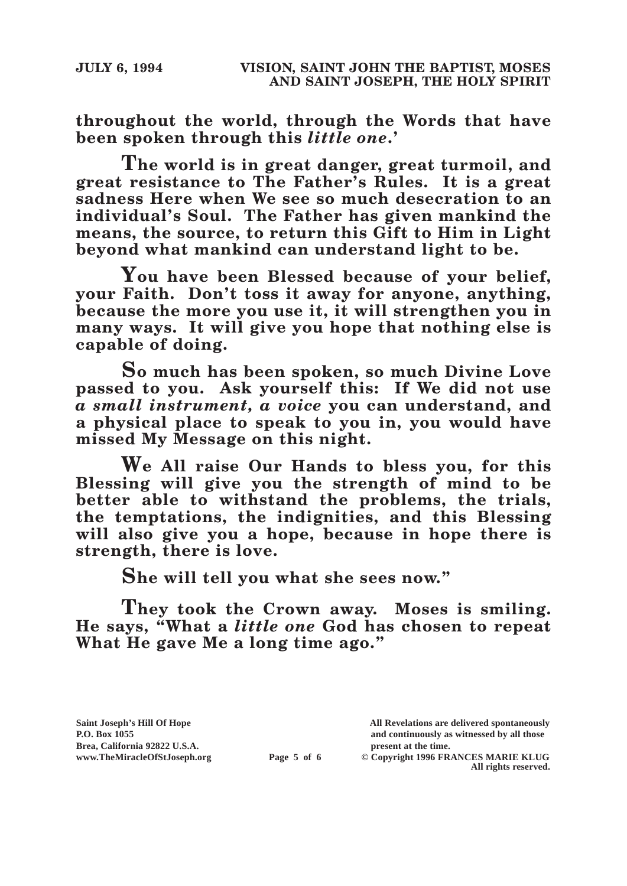**throughout the world, through the Words that have been spoken through this *little one*.'**

**The world is in great danger, great turmoil, and great resistance to The Father's Rules. It is a great sadness Here when We see so much desecration to an individual's Soul. The Father has given mankind the means, the source, to return this Gift to Him in Light beyond what mankind can understand light to be.**

**You have been Blessed because of your belief, your Faith. Don't toss it away for anyone, anything, because the more you use it, it will strengthen you in many ways. It will give you hope that nothing else is capable of doing.**

**So much has been spoken, so much Divine Love passed to you. Ask yourself this: If We did not use *a small instrument, a voice* you can understand, and a physical place to speak to you in, you would have missed My Message on this night.**

**We All raise Our Hands to bless you, for this Blessing will give you the strength of mind to be better able to withstand the problems, the trials, the temptations, the indignities, and this Blessing will also give you a hope, because in hope there is strength, there is love.**

**She will tell you what she sees now."**

**They took the Crown away. Moses is smiling. He says, "What a *little one* God has chosen to repeat What He gave Me a long time ago."**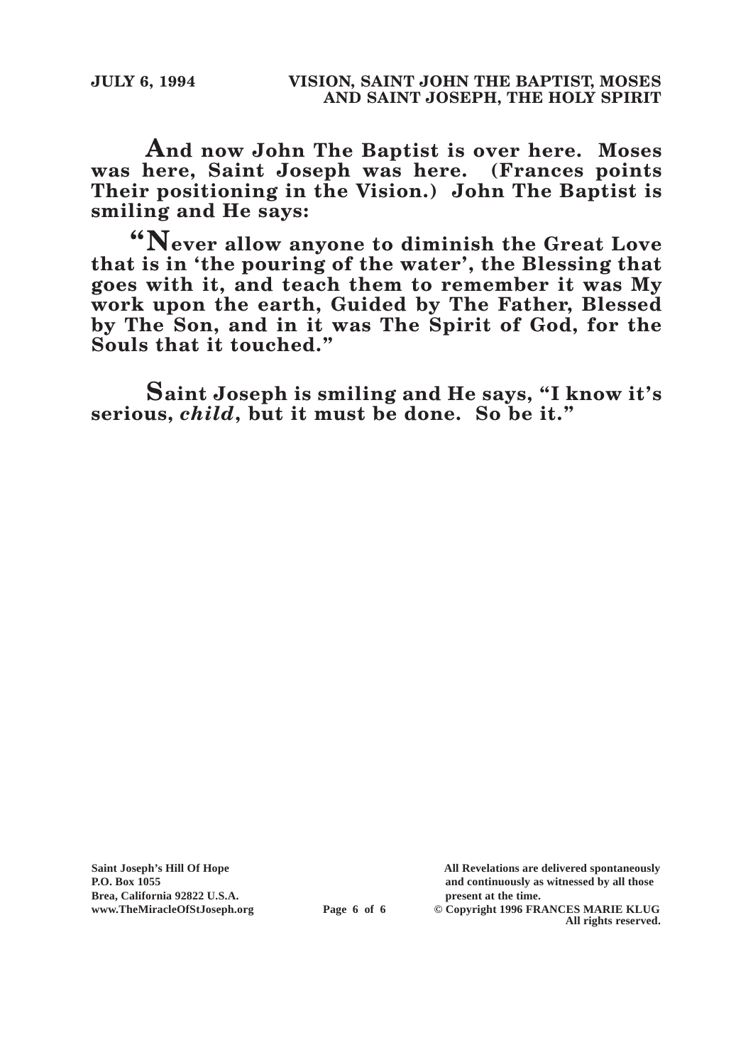**And now John The Baptist is over here. Moses was here, Saint Joseph was here. (Frances points Their positioning in the Vision.) John The Baptist is smiling and He says:**

**"Never allow anyone to diminish the Great Love that is in 'the pouring of the water', the Blessing that goes with it, and teach them to remember it was My work upon the earth, Guided by The Father, Blessed by The Son, and in it was The Spirit of God, for the Souls that it touched."**

**Saint Joseph is smiling and He says, "I know it's serious, *child*, but it must be done. So be it."**

Saint Joseph's Hill Of Hope
P.O. Box 1055
Brea, California 92822 U.S.A.
www.TheMiracleOfStJoseph.org

All Revelations are delivered spontaneously and continuously as witnessed by all those present at the time.
© Copyright 1996 FRANCES MARIE KLUG
All rights reserved.